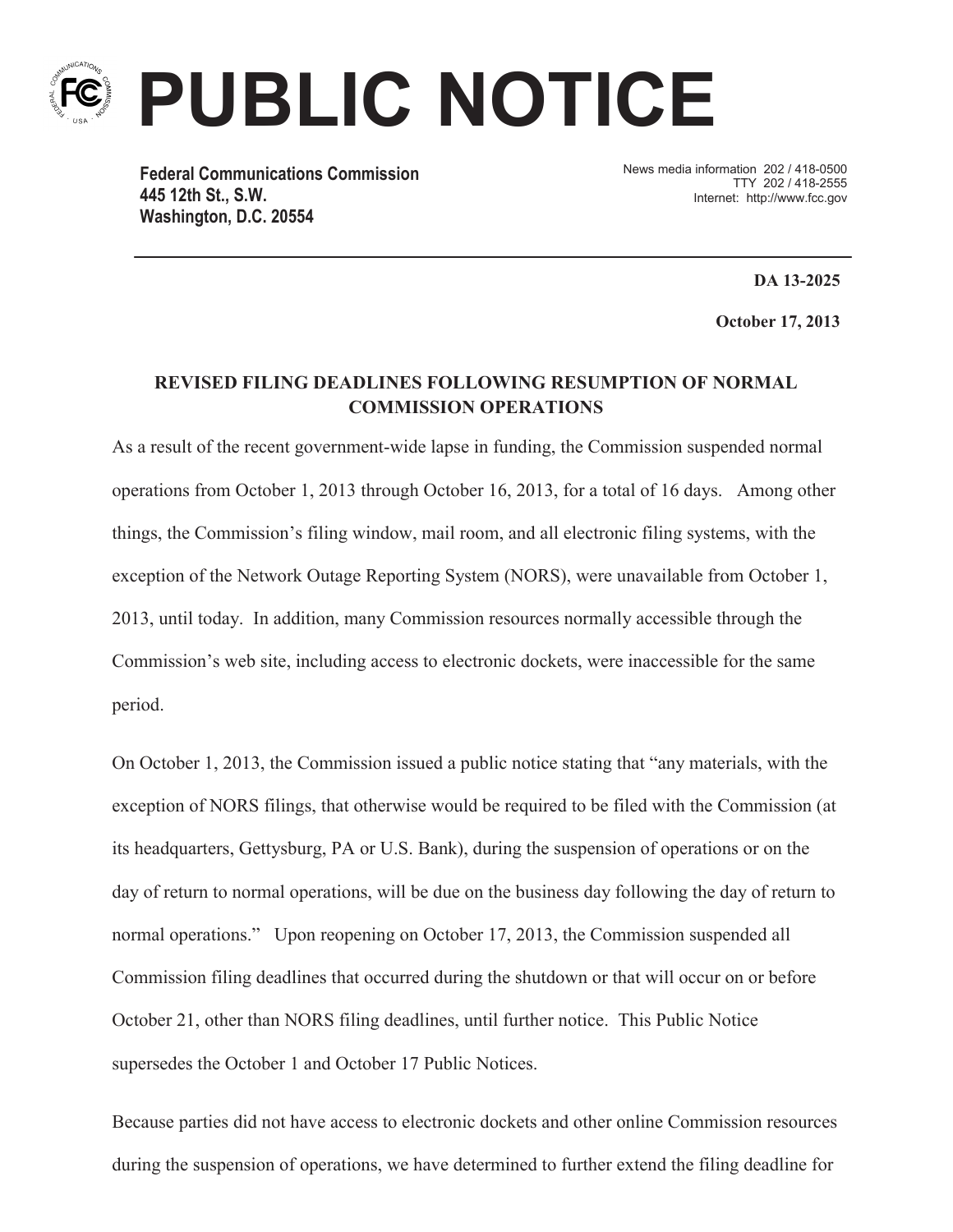# PUBLIC NOTICE

**Federal Communications Commission**
**445 12th St., S.W.**
**Washington, D.C. 20554**

News media information 202 / 418-0500
TTY 202 / 418-2555
Internet: http://www.fcc.gov

**DA 13-2025**

**October 17, 2013**

**REVISED FILING DEADLINES FOLLOWING RESUMPTION OF NORMAL COMMISSION OPERATIONS**

As a result of the recent government-wide lapse in funding, the Commission suspended normal operations from October 1, 2013 through October 16, 2013, for a total of 16 days. Among other things, the Commission's filing window, mail room, and all electronic filing systems, with the exception of the Network Outage Reporting System (NORS), were unavailable from October 1, 2013, until today. In addition, many Commission resources normally accessible through the Commission's web site, including access to electronic dockets, were inaccessible for the same period.

On October 1, 2013, the Commission issued a public notice stating that "any materials, with the exception of NORS filings, that otherwise would be required to be filed with the Commission (at its headquarters, Gettysburg, PA or U.S. Bank), during the suspension of operations or on the day of return to normal operations, will be due on the business day following the day of return to normal operations." Upon reopening on October 17, 2013, the Commission suspended all Commission filing deadlines that occurred during the shutdown or that will occur on or before October 21, other than NORS filing deadlines, until further notice. This Public Notice supersedes the October 1 and October 17 Public Notices.

Because parties did not have access to electronic dockets and other online Commission resources during the suspension of operations, we have determined to further extend the filing deadline for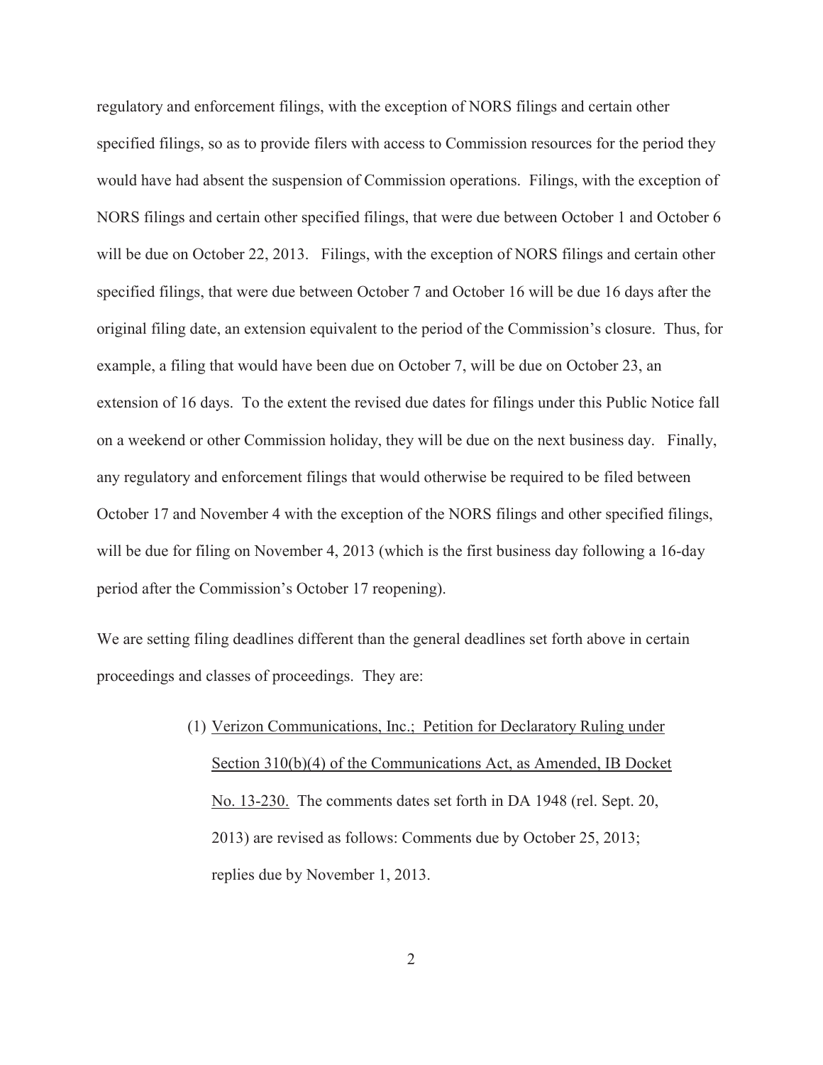regulatory and enforcement filings, with the exception of NORS filings and certain other specified filings, so as to provide filers with access to Commission resources for the period they would have had absent the suspension of Commission operations. Filings, with the exception of NORS filings and certain other specified filings, that were due between October 1 and October 6 will be due on October 22, 2013. Filings, with the exception of NORS filings and certain other specified filings, that were due between October 7 and October 16 will be due 16 days after the original filing date, an extension equivalent to the period of the Commission's closure. Thus, for example, a filing that would have been due on October 7, will be due on October 23, an extension of 16 days. To the extent the revised due dates for filings under this Public Notice fall on a weekend or other Commission holiday, they will be due on the next business day. Finally, any regulatory and enforcement filings that would otherwise be required to be filed between October 17 and November 4 with the exception of the NORS filings and other specified filings, will be due for filing on November 4, 2013 (which is the first business day following a 16-day period after the Commission's October 17 reopening).

We are setting filing deadlines different than the general deadlines set forth above in certain proceedings and classes of proceedings. They are:

(1) <u>Verizon Communications, Inc.; Petition for Declaratory Ruling under Section 310(b)(4) of the Communications Act, as Amended, IB Docket No. 13-230.</u> The comments dates set forth in DA 1948 (rel. Sept. 20, 2013) are revised as follows: Comments due by October 25, 2013; replies due by November 1, 2013.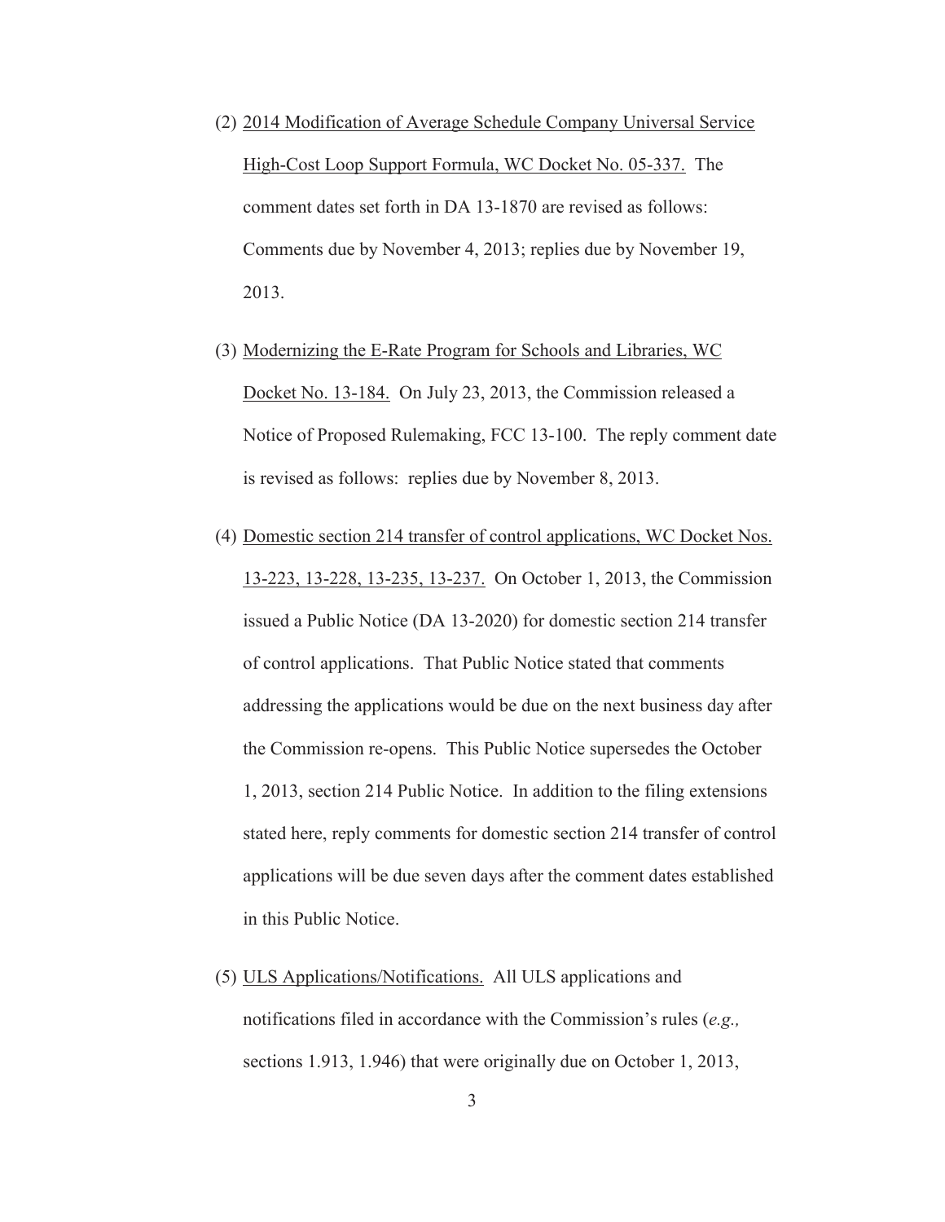(2) <u>2014 Modification of Average Schedule Company Universal Service High-Cost Loop Support Formula, WC Docket No. 05-337.</u> The comment dates set forth in DA 13-1870 are revised as follows: Comments due by November 4, 2013; replies due by November 19, 2013.

(3) <u>Modernizing the E-Rate Program for Schools and Libraries, WC Docket No. 13-184.</u> On July 23, 2013, the Commission released a Notice of Proposed Rulemaking, FCC 13-100. The reply comment date is revised as follows: replies due by November 8, 2013.

(4) <u>Domestic section 214 transfer of control applications, WC Docket Nos. 13-223, 13-228, 13-235, 13-237.</u> On October 1, 2013, the Commission issued a Public Notice (DA 13-2020) for domestic section 214 transfer of control applications. That Public Notice stated that comments addressing the applications would be due on the next business day after the Commission re-opens. This Public Notice supersedes the October 1, 2013, section 214 Public Notice. In addition to the filing extensions stated here, reply comments for domestic section 214 transfer of control applications will be due seven days after the comment dates established in this Public Notice.

(5) <u>ULS Applications/Notifications.</u> All ULS applications and notifications filed in accordance with the Commission's rules (*e.g.,* sections 1.913, 1.946) that were originally due on October 1, 2013,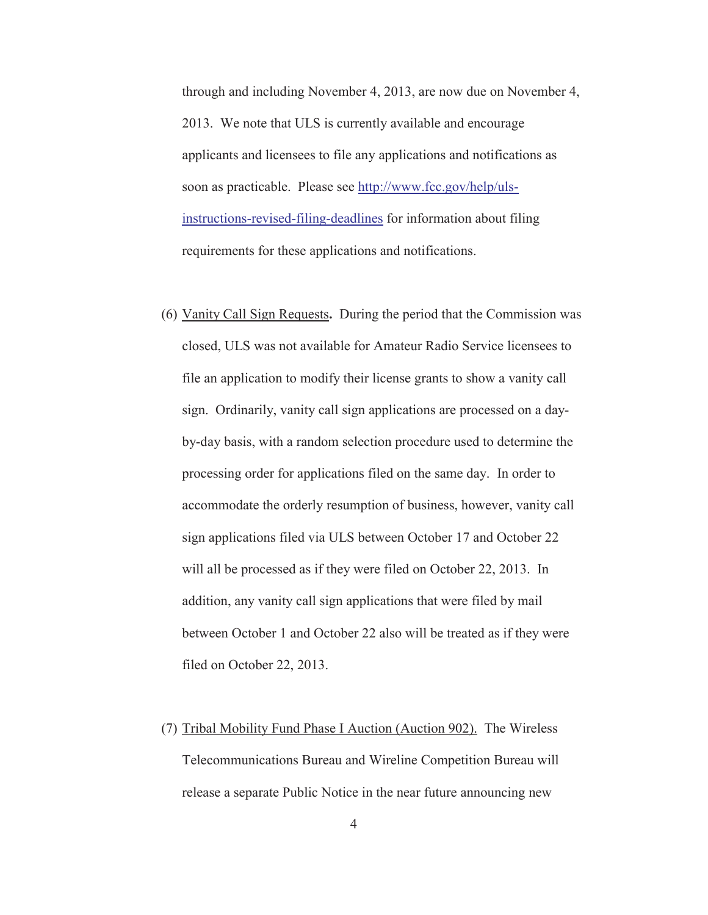through and including November 4, 2013, are now due on November 4, 2013. We note that ULS is currently available and encourage applicants and licensees to file any applications and notifications as soon as practicable. Please see [http://www.fcc.gov/help/uls-instructions-revised-filing-deadlines](http://www.fcc.gov/help/uls-instructions-revised-filing-deadlines) for information about filing requirements for these applications and notifications.

(6) Vanity Call Sign Requests**.** During the period that the Commission was closed, ULS was not available for Amateur Radio Service licensees to file an application to modify their license grants to show a vanity call sign. Ordinarily, vanity call sign applications are processed on a day-by-day basis, with a random selection procedure used to determine the processing order for applications filed on the same day. In order to accommodate the orderly resumption of business, however, vanity call sign applications filed via ULS between October 17 and October 22 will all be processed as if they were filed on October 22, 2013. In addition, any vanity call sign applications that were filed by mail between October 1 and October 22 also will be treated as if they were filed on October 22, 2013.

(7) Tribal Mobility Fund Phase I Auction (Auction 902). The Wireless Telecommunications Bureau and Wireline Competition Bureau will release a separate Public Notice in the near future announcing new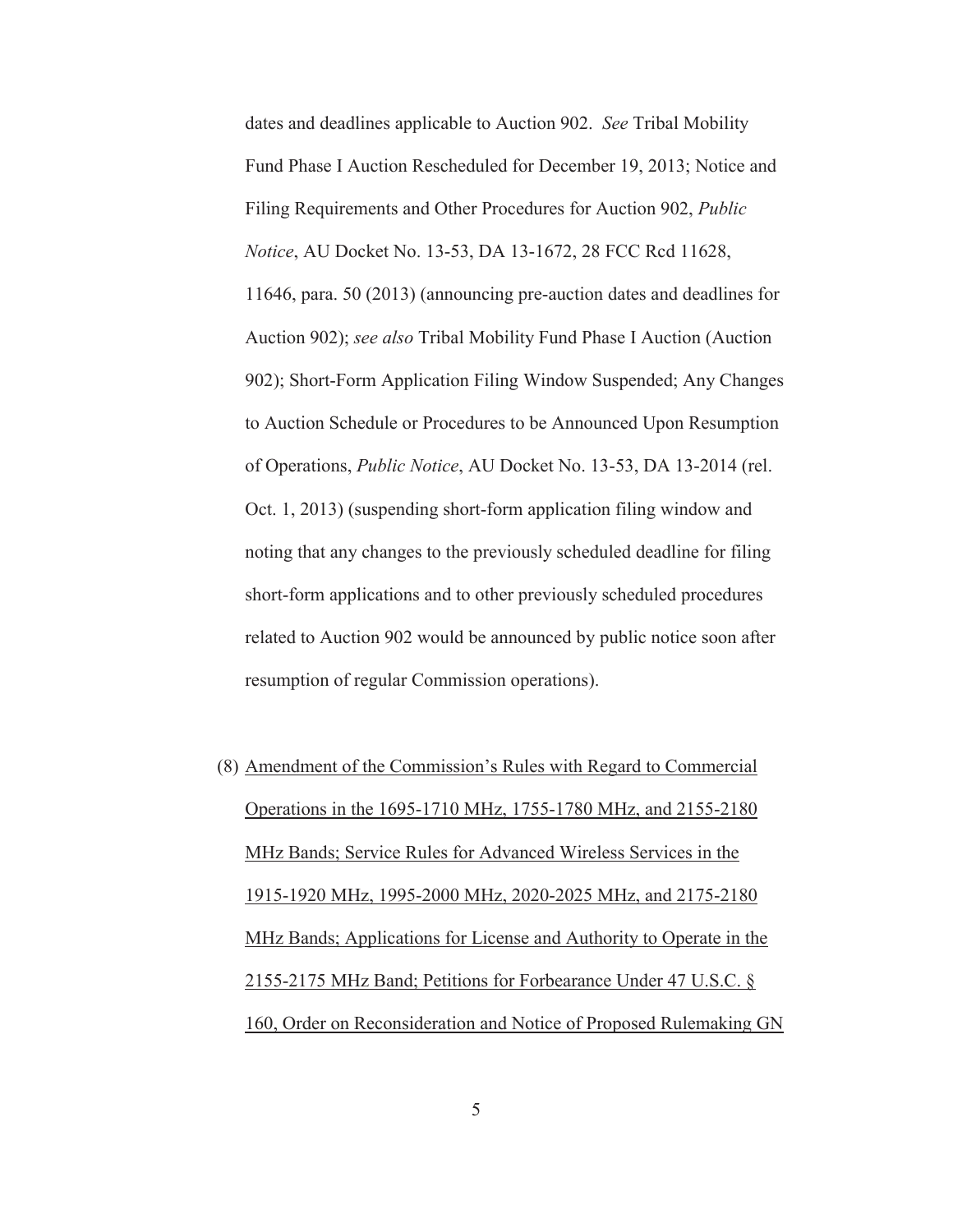dates and deadlines applicable to Auction 902. *See* Tribal Mobility Fund Phase I Auction Rescheduled for December 19, 2013; Notice and Filing Requirements and Other Procedures for Auction 902, *Public Notice*, AU Docket No. 13-53, DA 13-1672, 28 FCC Rcd 11628, 11646, para. 50 (2013) (announcing pre-auction dates and deadlines for Auction 902); *see also* Tribal Mobility Fund Phase I Auction (Auction 902); Short-Form Application Filing Window Suspended; Any Changes to Auction Schedule or Procedures to be Announced Upon Resumption of Operations, *Public Notice*, AU Docket No. 13-53, DA 13-2014 (rel. Oct. 1, 2013) (suspending short-form application filing window and noting that any changes to the previously scheduled deadline for filing short-form applications and to other previously scheduled procedures related to Auction 902 would be announced by public notice soon after resumption of regular Commission operations).

(8) <u>Amendment of the Commission's Rules with Regard to Commercial Operations in the 1695-1710 MHz, 1755-1780 MHz, and 2155-2180 MHz Bands; Service Rules for Advanced Wireless Services in the 1915-1920 MHz, 1995-2000 MHz, 2020-2025 MHz, and 2175-2180 MHz Bands; Applications for License and Authority to Operate in the 2155-2175 MHz Band; Petitions for Forbearance Under 47 U.S.C. § 160, Order on Reconsideration and Notice of Proposed Rulemaking GN</u>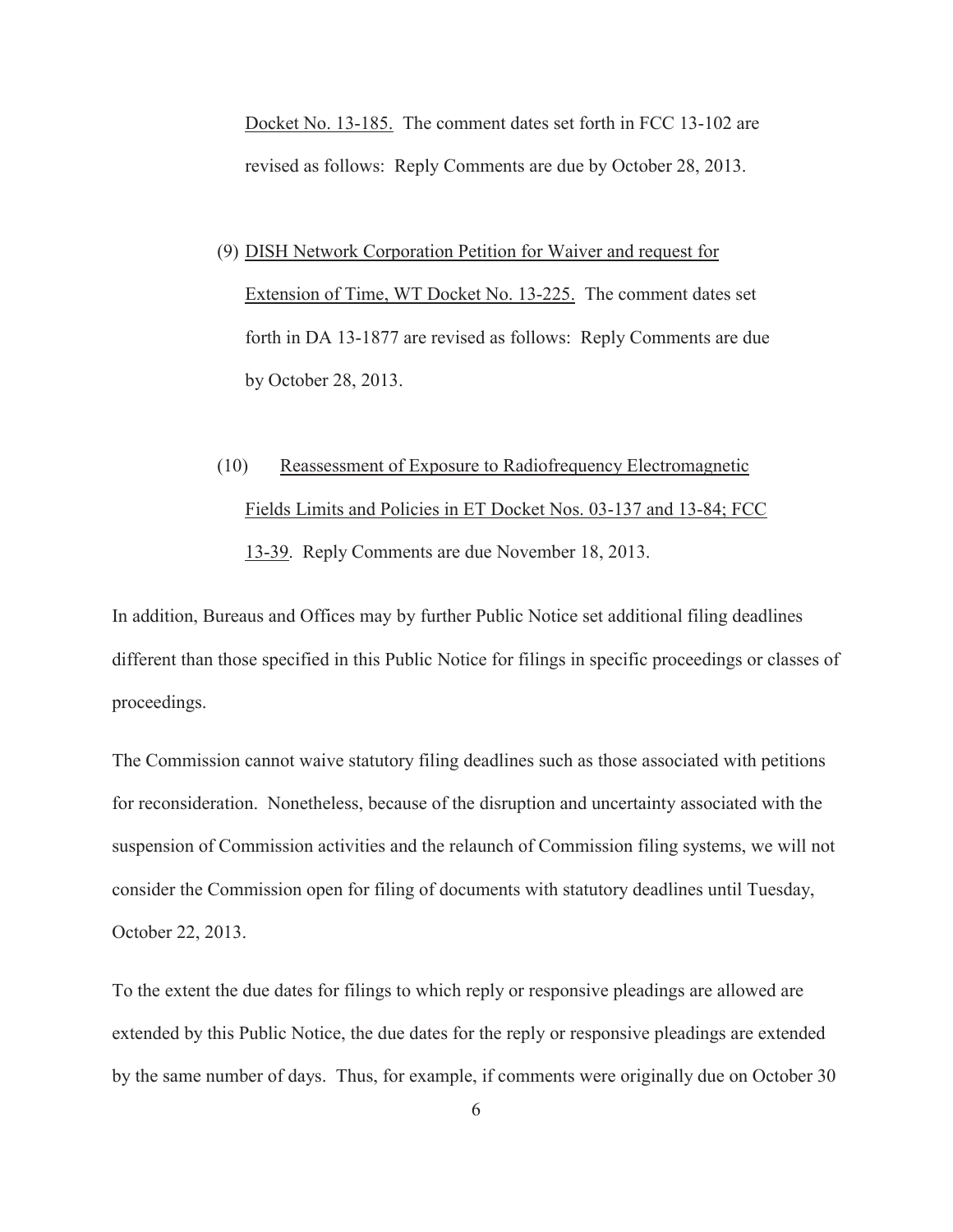Docket No. 13-185. The comment dates set forth in FCC 13-102 are revised as follows: Reply Comments are due by October 28, 2013.

(9) DISH Network Corporation Petition for Waiver and request for Extension of Time, WT Docket No. 13-225. The comment dates set forth in DA 13-1877 are revised as follows: Reply Comments are due by October 28, 2013.

(10) Reassessment of Exposure to Radiofrequency Electromagnetic Fields Limits and Policies in ET Docket Nos. 03-137 and 13-84; FCC 13-39. Reply Comments are due November 18, 2013.

In addition, Bureaus and Offices may by further Public Notice set additional filing deadlines different than those specified in this Public Notice for filings in specific proceedings or classes of proceedings.

The Commission cannot waive statutory filing deadlines such as those associated with petitions for reconsideration. Nonetheless, because of the disruption and uncertainty associated with the suspension of Commission activities and the relaunch of Commission filing systems, we will not consider the Commission open for filing of documents with statutory deadlines until Tuesday, October 22, 2013.

To the extent the due dates for filings to which reply or responsive pleadings are allowed are extended by this Public Notice, the due dates for the reply or responsive pleadings are extended by the same number of days. Thus, for example, if comments were originally due on October 30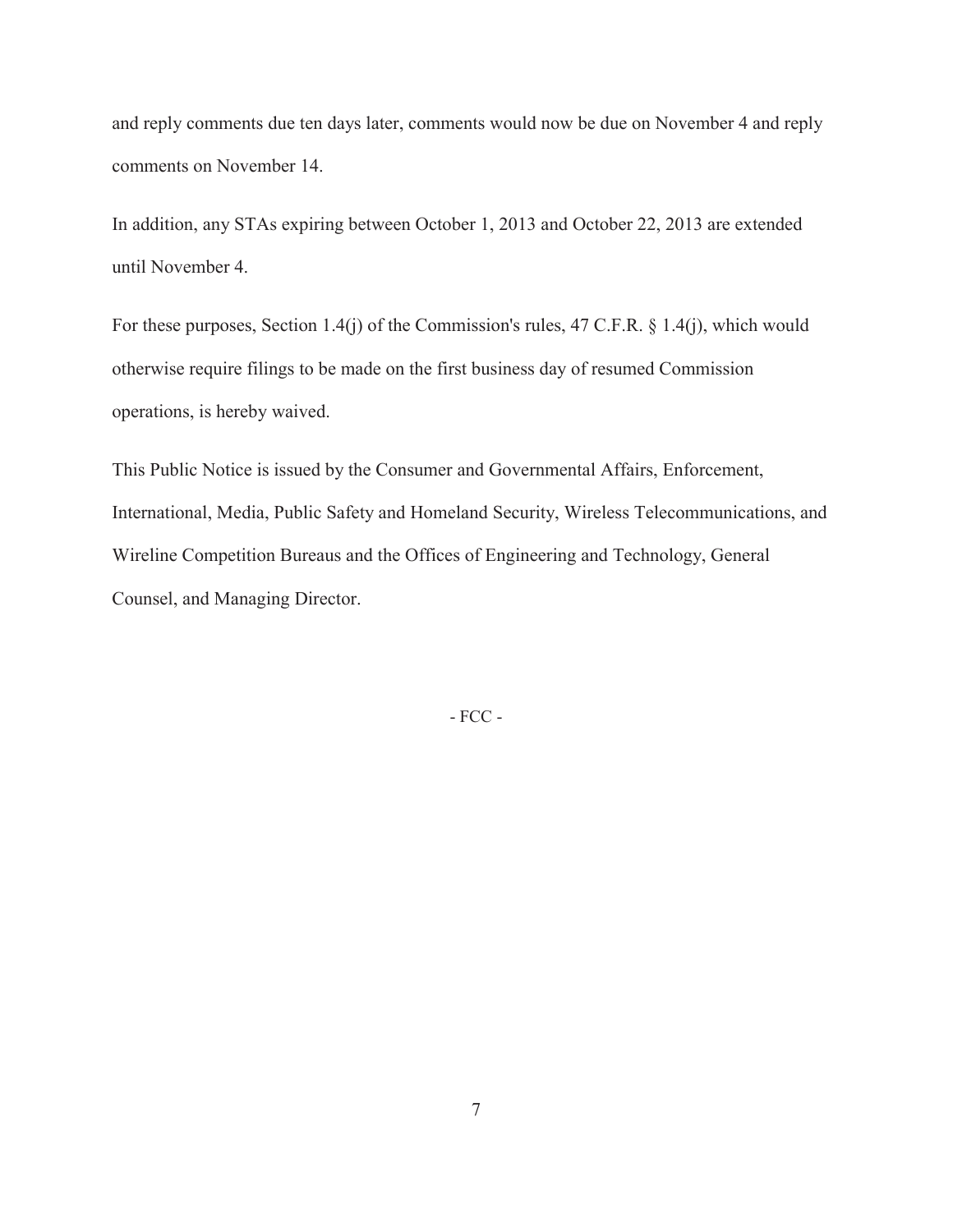and reply comments due ten days later, comments would now be due on November 4 and reply comments on November 14.

In addition, any STAs expiring between October 1, 2013 and October 22, 2013 are extended until November 4.

For these purposes, Section 1.4(j) of the Commission's rules, 47 C.F.R. § 1.4(j), which would otherwise require filings to be made on the first business day of resumed Commission operations, is hereby waived.

This Public Notice is issued by the Consumer and Governmental Affairs, Enforcement, International, Media, Public Safety and Homeland Security, Wireless Telecommunications, and Wireline Competition Bureaus and the Offices of Engineering and Technology, General Counsel, and Managing Director.

- FCC -